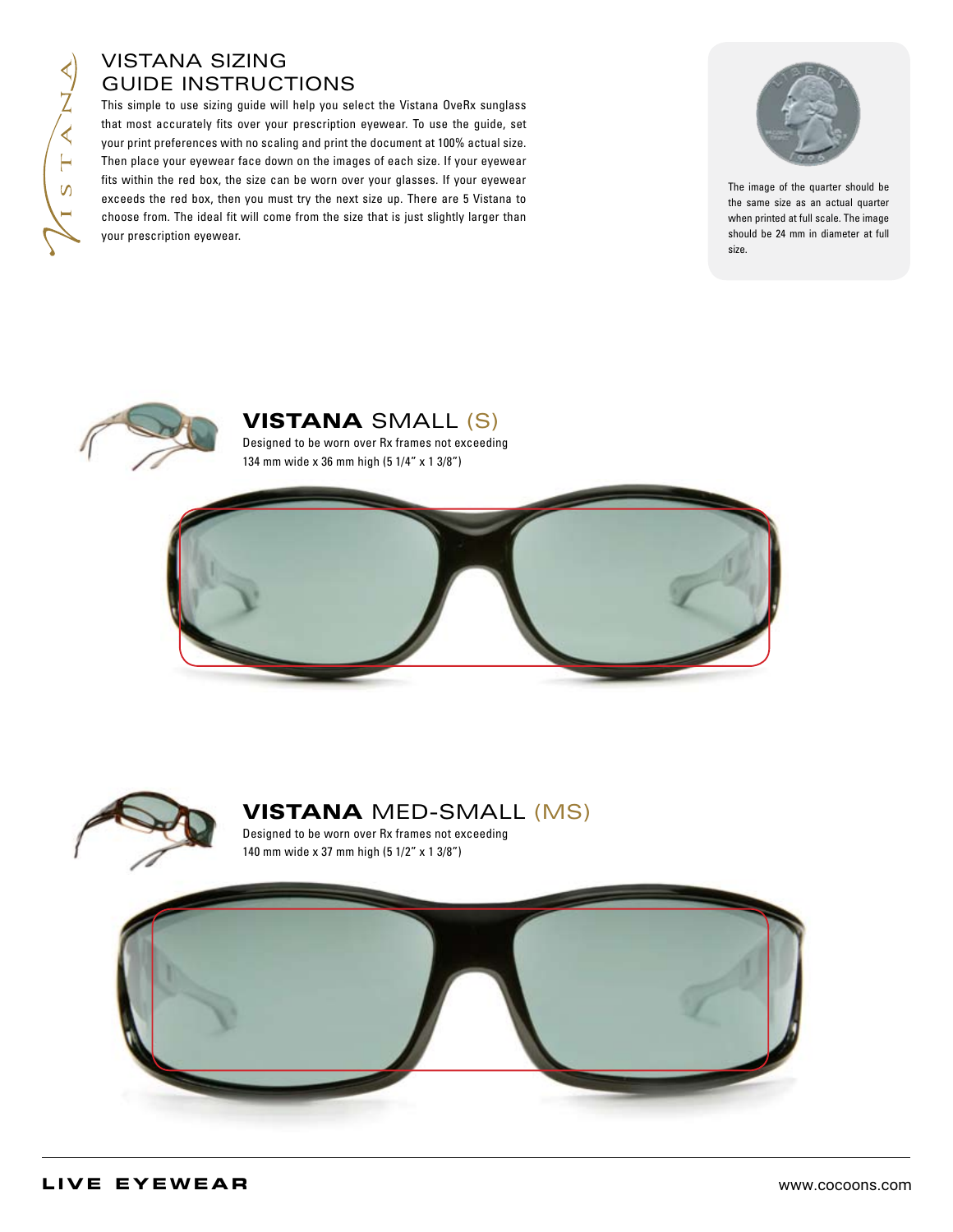# VISTANA SIZING GUIDE INSTRUCTIONS

This simple to use sizing guide will help you select the Vistana OveRx sunglass that most accurately fits over your prescription eyewear. To use the guide, set your print preferences with no scaling and print the document at 100% actual size. Then place your eyewear face down on the images of each size. If your eyewear fits within the red box, the size can be worn over your glasses. If your eyewear exceeds the red box, then you must try the next size up. There are 5 Vistana to choose from. The ideal fit will come from the size that is just slightly larger than your prescription eyewear.

The image of the quarter should be the same size as an actual quarter when printed at full scale. The image should be 24 mm in diameter at full size.

## VISTANA SMALL (S)

Designed to be worn over Rx frames not exceeding 134 mm wide x 36 mm high (5 1/4" x 1 3/8")

## VISTANA MED-SMALL (MS)

Designed to be worn over Rx frames not exceeding 140 mm wide x 37 mm high (5 1/2" x 1 3/8")

**LIVE EYEWEAR**

www.cocoons.com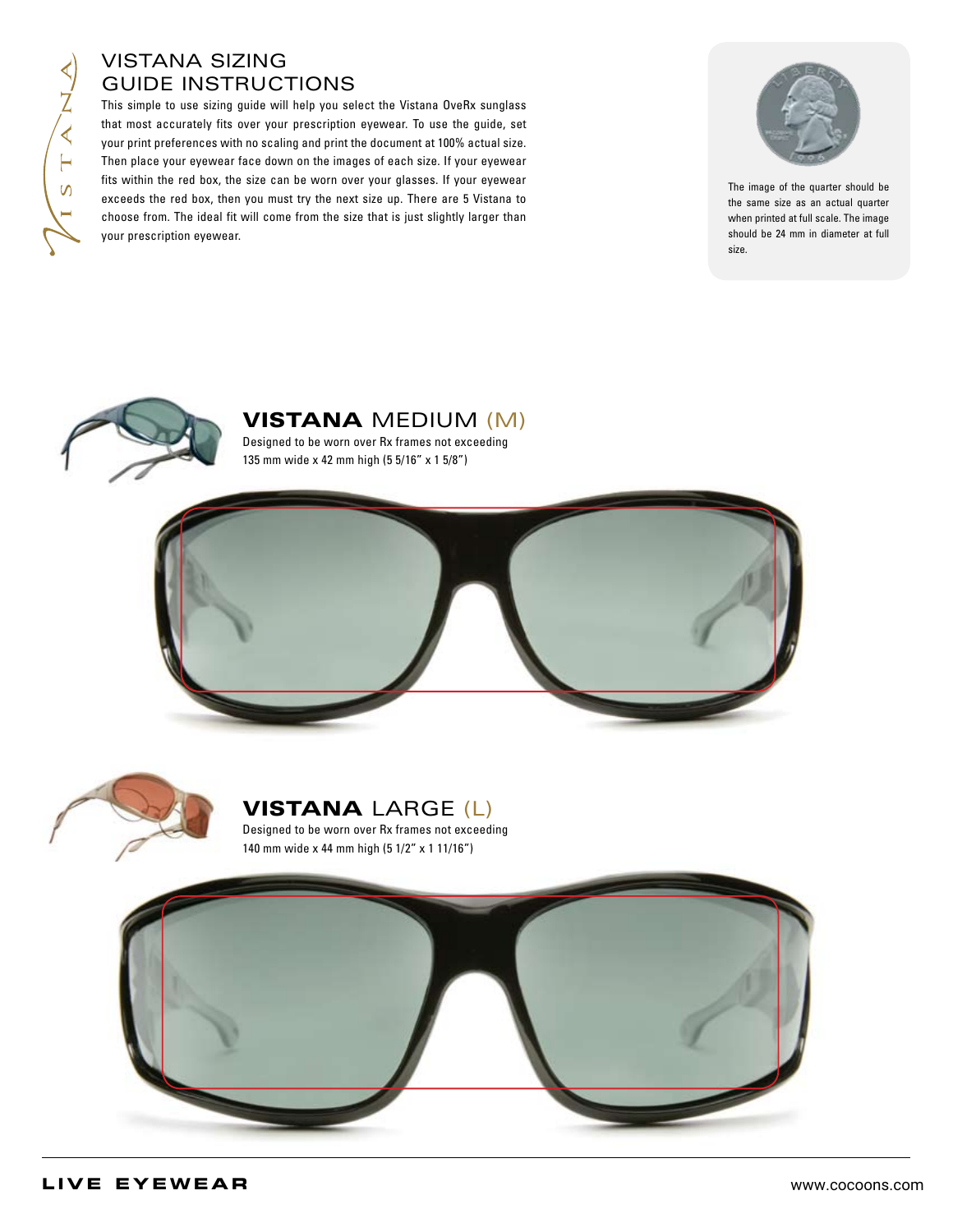# VISTANA SIZING GUIDE INSTRUCTIONS

This simple to use sizing guide will help you select the Vistana OveRx sunglass that most accurately fits over your prescription eyewear. To use the guide, set your print preferences with no scaling and print the document at 100% actual size. Then place your eyewear face down on the images of each size. If your eyewear fits within the red box, the size can be worn over your glasses. If your eyewear exceeds the red box, then you must try the next size up. There are 5 Vistana to choose from. The ideal fit will come from the size that is just slightly larger than your prescription eyewear.

The image of the quarter should be the same size as an actual quarter when printed at full scale. The image should be 24 mm in diameter at full size.

## **VISTANA** MEDIUM (M)

Designed to be worn over Rx frames not exceeding 135 mm wide x 42 mm high (5 5/16" x 1 5/8")

## **VISTANA** LARGE (L)

Designed to be worn over Rx frames not exceeding 140 mm wide x 44 mm high (5 1/2" x 1 11/16")

**LIVE EYEWEAR**

www.cocoons.com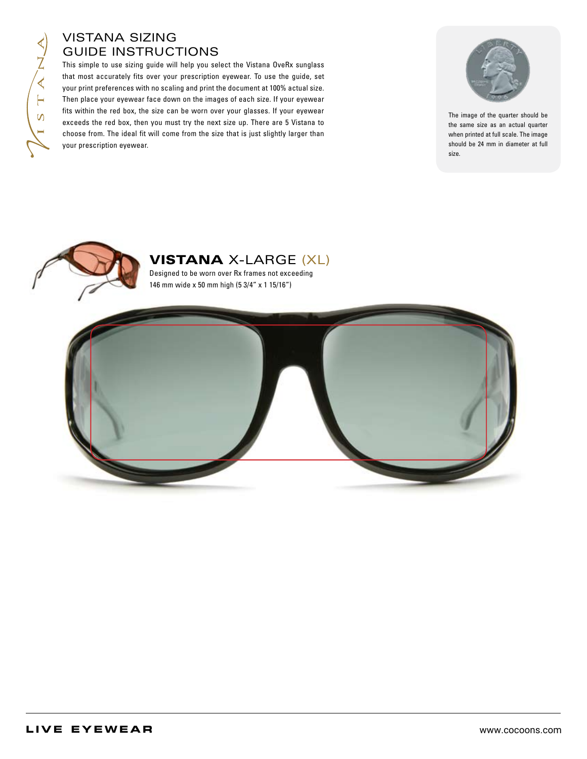# VISTANA SIZING GUIDE INSTRUCTIONS

This simple to use sizing guide will help you select the Vistana OveRx sunglass that most accurately fits over your prescription eyewear. To use the guide, set your print preferences with no scaling and print the document at 100% actual size. Then place your eyewear face down on the images of each size. If your eyewear fits within the red box, the size can be worn over your glasses. If your eyewear exceeds the red box, then you must try the next size up. There are 5 Vistana to choose from. The ideal fit will come from the size that is just slightly larger than your prescription eyewear.

The image of the quarter should be the same size as an actual quarter when printed at full scale. The image should be 24 mm in diameter at full size.

## **VISTANA** X-LARGE (XL)

Designed to be worn over Rx frames not exceeding 146 mm wide x 50 mm high (5 3/4" x 1 15/16")

**LIVE EYEWEAR**

www.cocoons.com